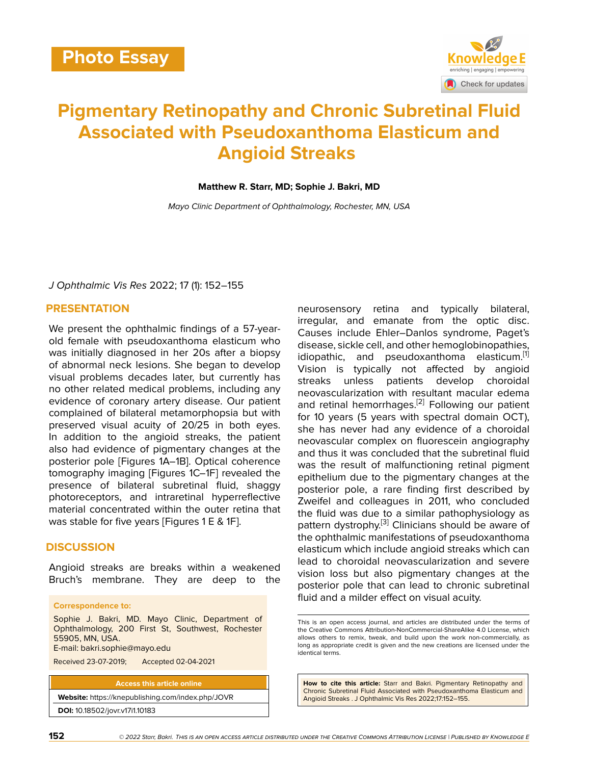Photo Essay

# Pigmentary Retinopathy and Chronic Subretinal Fluid Associated with Pseudoxanthoma Elasticum and Angioid Streaks

**Matthew R. Starr, MD; Sophie J. Bakri, MD**

*Mayo Clinic Department of Ophthalmology, Rochester, MN, USA*

*J Ophthalmic Vis Res* 2022; 17 (1): 152–155

## PRESENTATION

We present the ophthalmic findings of a 57-year-old female with pseudoxanthoma elasticum who was initially diagnosed in her 20s after a biopsy of abnormal neck lesions. She began to develop visual problems decades later, but currently has no other related medical problems, including any evidence of coronary artery disease. Our patient complained of bilateral metamorphopsia but with preserved visual acuity of 20/25 in both eyes. In addition to the angioid streaks, the patient also had evidence of pigmentary changes at the posterior pole [Figures 1A–1B]. Optical coherence tomography imaging [Figures 1C–1F] revealed the presence of bilateral subretinal fluid, shaggy photoreceptors, and intraretinal hyperreflective material concentrated within the outer retina that was stable for five years [Figures 1 E & 1F].

## DISCUSSION

Angioid streaks are breaks within a weakened Bruch's membrane. They are deep to the neurosensory retina and typically bilateral, irregular, and emanate from the optic disc. Causes include Ehler–Danlos syndrome, Paget's disease, sickle cell, and other hemoglobinopathies, idiopathic, and pseudoxanthoma elasticum.[1] Vision is typically not affected by angioid streaks unless patients develop choroidal neovascularization with resultant macular edema and retinal hemorrhages.[2] Following our patient for 10 years (5 years with spectral domain OCT), she has never had any evidence of a choroidal neovascular complex on fluorescein angiography and thus it was concluded that the subretinal fluid was the result of malfunctioning retinal pigment epithelium due to the pigmentary changes at the posterior pole, a rare finding first described by Zweifel and colleagues in 2011, who concluded the fluid was due to a similar pathophysiology as pattern dystrophy.[3] Clinicians should be aware of the ophthalmic manifestations of pseudoxanthoma elasticum which include angioid streaks which can lead to choroidal neovascularization and severe vision loss but also pigmentary changes at the posterior pole that can lead to chronic subretinal fluid and a milder effect on visual acuity.

**Correspondence to:**

Sophie J. Bakri, MD. Mayo Clinic, Department of Ophthalmology, 200 First St, Southwest, Rochester 55905, MN, USA.
E-mail: bakri.sophie@mayo.edu

Received 23-07-2019; Accepted 02-04-2021

**Access this article online**

**Website:** https://knepublishing.com/index.php/JOVR

**DOI:** 10.18502/jovr.v17i1.10183

This is an open access journal, and articles are distributed under the terms of the Creative Commons Attribution-NonCommercial-ShareAlike 4.0 License, which allows others to remix, tweak, and build upon the work non-commercially, as long as appropriate credit is given and the new creations are licensed under the identical terms.

**How to cite this article:** Starr and Bakri. Pigmentary Retinopathy and Chronic Subretinal Fluid Associated with Pseudoxanthoma Elasticum and Angioid Streaks . J Ophthalmic Vis Res 2022;17:152–155.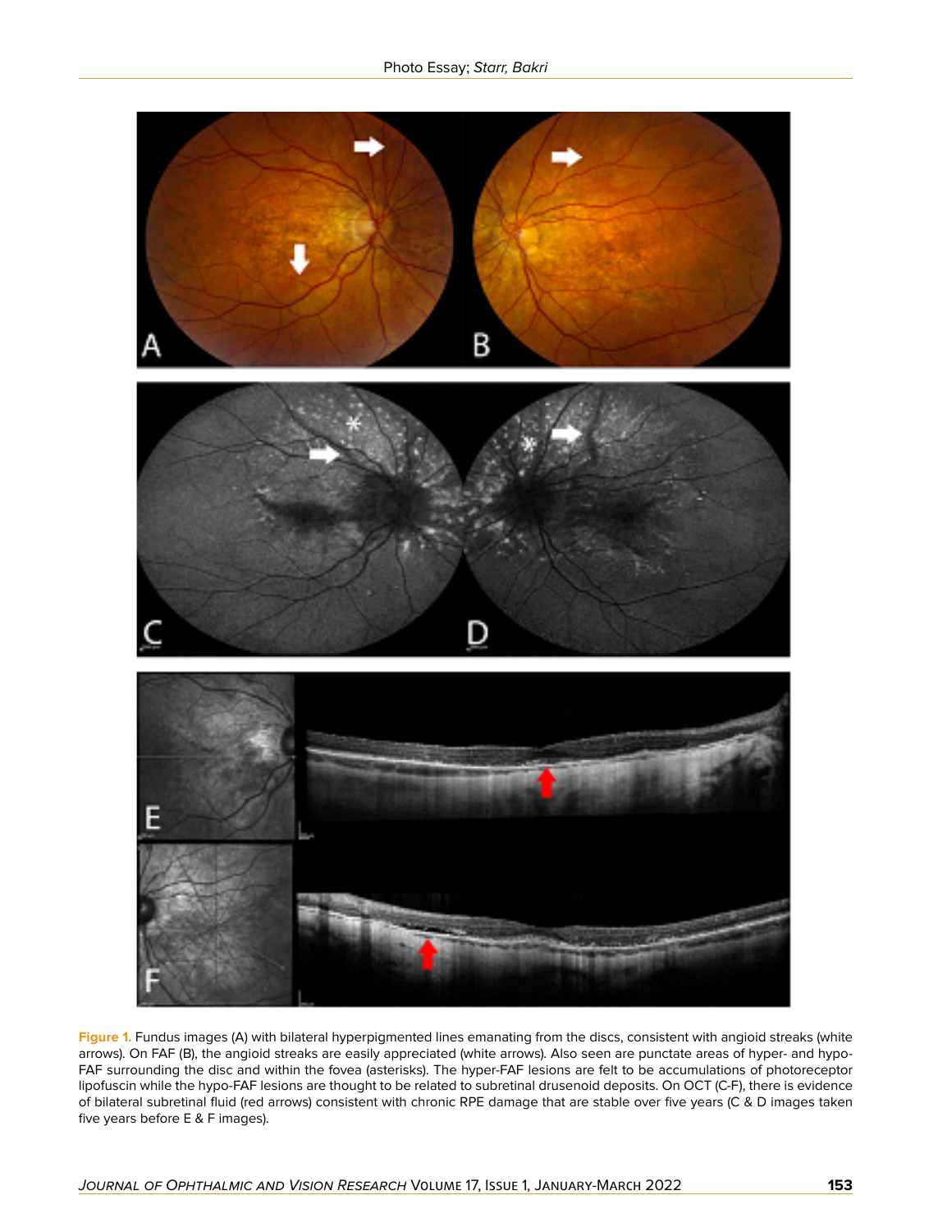**Figure 1.** Fundus images (A) with bilateral hyperpigmented lines emanating from the discs, consistent with angioid streaks (white arrows). On FAF (B), the angioid streaks are easily appreciated (white arrows). Also seen are punctate areas of hyper- and hypo-FAF surrounding the disc and within the fovea (asterisks). The hyper-FAF lesions are felt to be accumulations of photoreceptor lipofuscin while the hypo-FAF lesions are thought to be related to subretinal drusenoid deposits. On OCT (C-F), there is evidence of bilateral subretinal fluid (red arrows) consistent with chronic RPE damage that are stable over five years (C & D images taken five years before E & F images).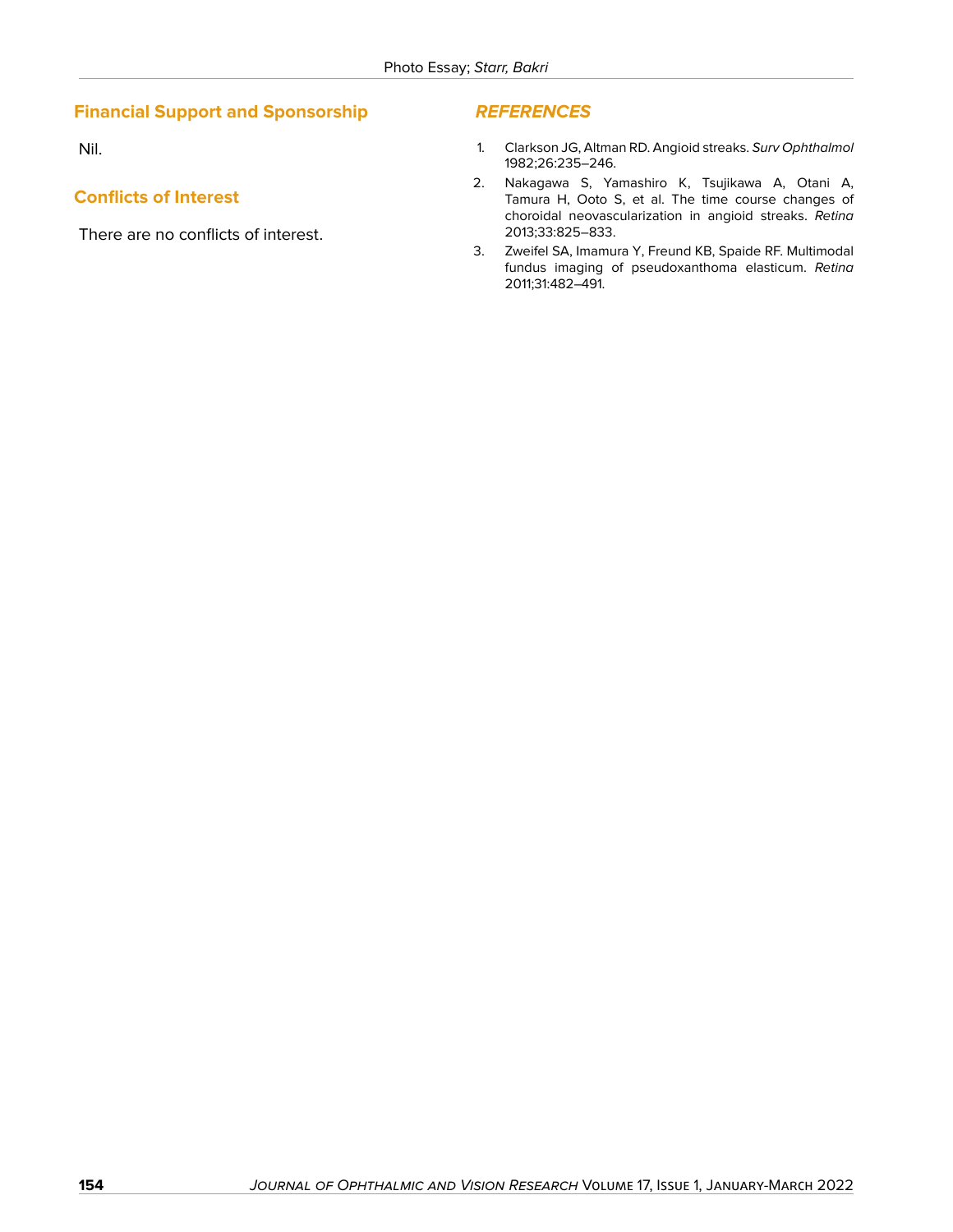## Financial Support and Sponsorship

Nil.

## Conflicts of Interest

There are no conflicts of interest.

## REFERENCES

1. Clarkson JG, Altman RD. Angioid streaks. *Surv Ophthalmol* 1982;26:235–246.
2. Nakagawa S, Yamashiro K, Tsujikawa A, Otani A, Tamura H, Ooto S, et al. The time course changes of choroidal neovascularization in angioid streaks. *Retina* 2013;33:825–833.
3. Zweifel SA, Imamura Y, Freund KB, Spaide RF. Multimodal fundus imaging of pseudoxanthoma elasticum. *Retina* 2011;31:482–491.